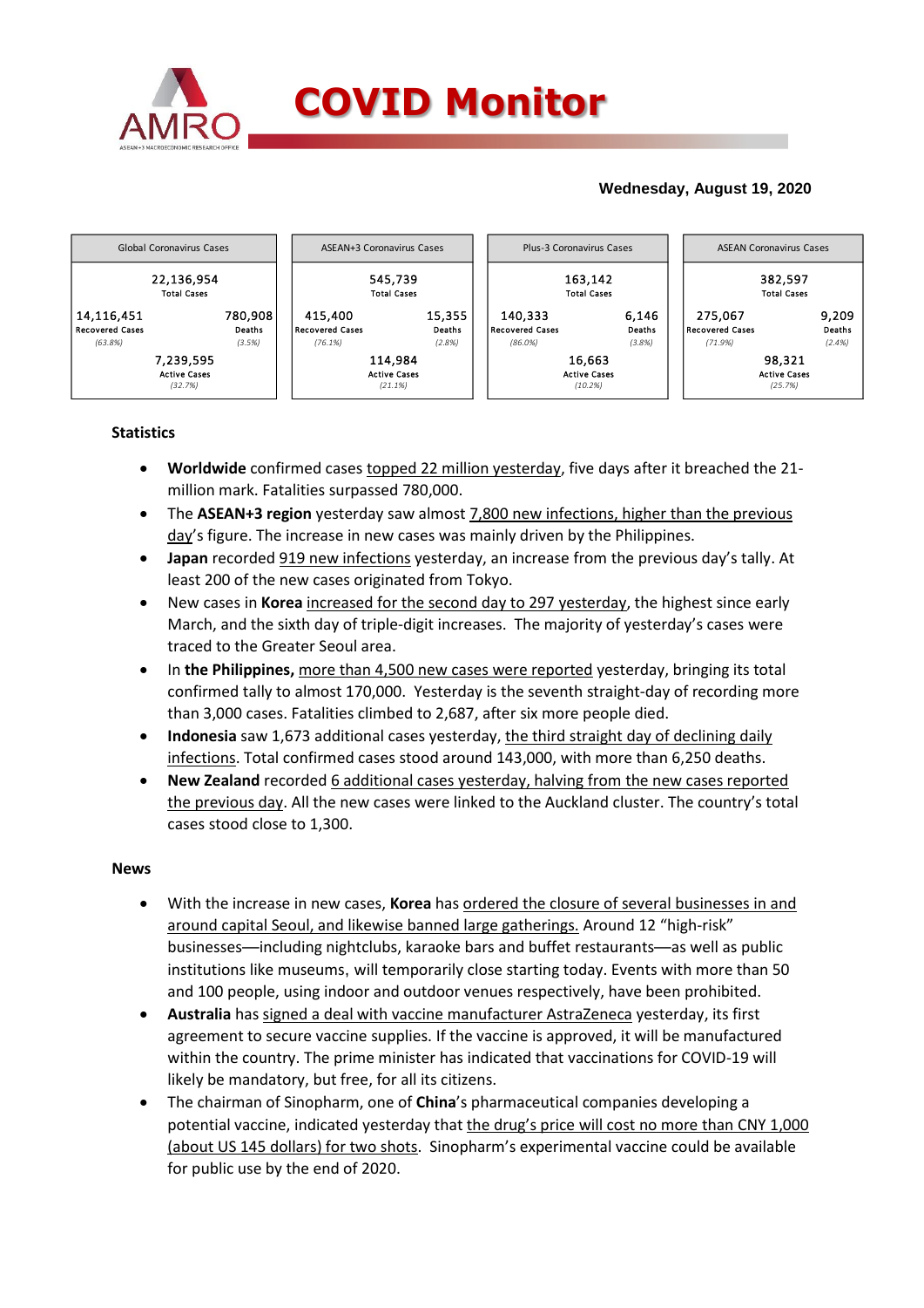# COVID Monitor

**Wednesday, August 19, 2020**

| Global Coronavirus Cases | ASEAN+3 Coronavirus Cases | Plus-3 Coronavirus Cases | ASEAN Coronavirus Cases |
|---|---|---|---|
| 22,136,954 Total Cases | 545,739 Total Cases | 163,142 Total Cases | 382,597 Total Cases |
| 14,116,451 Recovered Cases (63.8%) | 415,400 Recovered Cases (76.1%) | 140,333 Recovered Cases (86.0%) | 275,067 Recovered Cases (71.9%) |
| 780,908 Deaths (3.5%) | 15,355 Deaths (2.8%) | 6,146 Deaths (3.8%) | 9,209 Deaths (2.4%) |
| 7,239,595 Active Cases (32.7%) | 114,984 Active Cases (21.1%) | 16,663 Active Cases (10.2%) | 98,321 Active Cases (25.7%) |

### Statistics

- **Worldwide** confirmed cases topped 22 million yesterday, five days after it breached the 21-million mark. Fatalities surpassed 780,000.
- The **ASEAN+3 region** yesterday saw almost 7,800 new infections, higher than the previous day's figure. The increase in new cases was mainly driven by the Philippines.
- **Japan** recorded 919 new infections yesterday, an increase from the previous day's tally. At least 200 of the new cases originated from Tokyo.
- New cases in **Korea** increased for the second day to 297 yesterday, the highest since early March, and the sixth day of triple-digit increases. The majority of yesterday's cases were traced to the Greater Seoul area.
- In **the Philippines,** more than 4,500 new cases were reported yesterday, bringing its total confirmed tally to almost 170,000. Yesterday is the seventh straight-day of recording more than 3,000 cases. Fatalities climbed to 2,687, after six more people died.
- **Indonesia** saw 1,673 additional cases yesterday, the third straight day of declining daily infections. Total confirmed cases stood around 143,000, with more than 6,250 deaths.
- **New Zealand** recorded 6 additional cases yesterday, halving from the new cases reported the previous day. All the new cases were linked to the Auckland cluster. The country's total cases stood close to 1,300.

### News

- With the increase in new cases, **Korea** has ordered the closure of several businesses in and around capital Seoul, and likewise banned large gatherings. Around 12 "high-risk" businesses—including nightclubs, karaoke bars and buffet restaurants—as well as public institutions like museums, will temporarily close starting today. Events with more than 50 and 100 people, using indoor and outdoor venues respectively, have been prohibited.
- **Australia** has signed a deal with vaccine manufacturer AstraZeneca yesterday, its first agreement to secure vaccine supplies. If the vaccine is approved, it will be manufactured within the country. The prime minister has indicated that vaccinations for COVID-19 will likely be mandatory, but free, for all its citizens.
- The chairman of Sinopharm, one of **China**'s pharmaceutical companies developing a potential vaccine, indicated yesterday that the drug's price will cost no more than CNY 1,000 (about US 145 dollars) for two shots. Sinopharm's experimental vaccine could be available for public use by the end of 2020.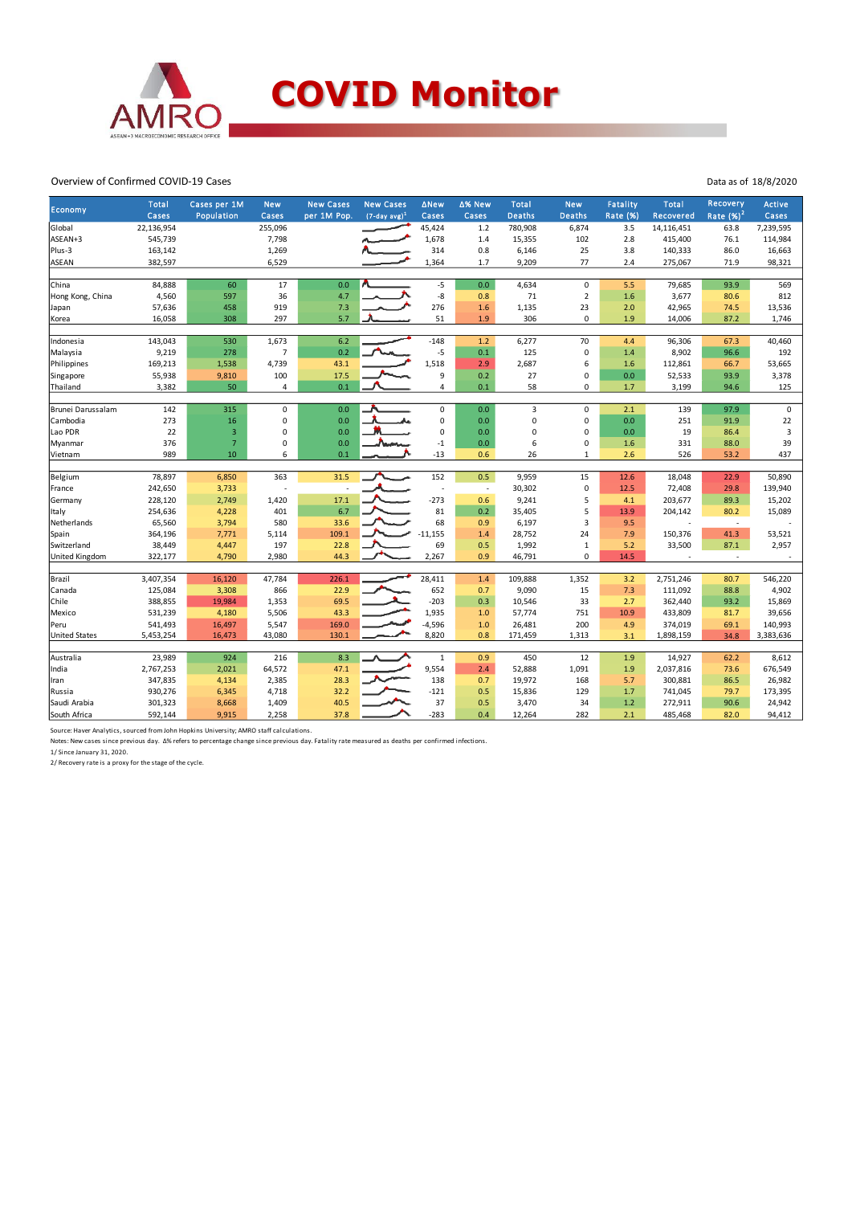# COVID Monitor

Overview of Confirmed COVID-19 Cases

Data as of 18/8/2020

| Economy | Total Cases | Cases per 1M Population | New Cases | New Cases per 1M Pop. | New Cases (7-day avg)[1] | ΔNew Cases | Δ% New Cases | Total Deaths | New Deaths | Fatality Rate (%) | Total Recovered | Recovery Rate (%)[2] | Active Cases |
|---|---|---|---|---|---|---|---|---|---|---|---|---|---|
| Global | 22,136,954 | | 255,096 | | | 45,424 | 1.2 | 780,908 | 6,874 | 3.5 | 14,116,451 | 63.8 | 7,239,595 |
| ASEAN+3 | 545,739 | | 7,798 | | | 1,678 | 1.4 | 15,355 | 102 | 2.8 | 415,400 | 76.1 | 114,984 |
| Plus-3 | 163,142 | | 1,269 | | | 314 | 0.8 | 6,146 | 25 | 3.8 | 140,333 | 86.0 | 16,663 |
| ASEAN | 382,597 | | 6,529 | | | 1,364 | 1.7 | 9,209 | 77 | 2.4 | 275,067 | 71.9 | 98,321 |
| | | | | | | | | | | | | | |
| China | 84,888 | 60 | 17 | 0.0 | | -5 | 0.0 | 4,634 | 0 | 5.5 | 79,685 | 93.9 | 569 |
| Hong Kong, China | 4,560 | 597 | 36 | 4.7 | | -8 | 0.8 | 71 | 2 | 1.6 | 3,677 | 80.6 | 812 |
| Japan | 57,636 | 458 | 919 | 7.3 | | 276 | 1.6 | 1,135 | 23 | 2.0 | 42,965 | 74.5 | 13,536 |
| Korea | 16,058 | 308 | 297 | 5.7 | | 51 | 1.9 | 306 | 0 | 1.9 | 14,006 | 87.2 | 1,746 |
| | | | | | | | | | | | | | |
| Indonesia | 143,043 | 530 | 1,673 | 6.2 | | -148 | 1.2 | 6,277 | 70 | 4.4 | 96,306 | 67.3 | 40,460 |
| Malaysia | 9,219 | 278 | 7 | 0.2 | | -5 | 0.1 | 125 | 0 | 1.4 | 8,902 | 96.6 | 192 |
| Philippines | 169,213 | 1,538 | 4,739 | 43.1 | | 1,518 | 2.9 | 2,687 | 6 | 1.6 | 112,861 | 66.7 | 53,665 |
| Singapore | 55,938 | 9,810 | 100 | 17.5 | | 9 | 0.2 | 27 | 0 | 0.0 | 52,533 | 93.9 | 3,378 |
| Thailand | 3,382 | 50 | 4 | 0.1 | | 4 | 0.1 | 58 | 0 | 1.7 | 3,199 | 94.6 | 125 |
| | | | | | | | | | | | | | |
| Brunei Darussalam | 142 | 315 | 0 | 0.0 | | 0 | 0.0 | 3 | 0 | 2.1 | 139 | 97.9 | 0 |
| Cambodia | 273 | 16 | 0 | 0.0 | | 0 | 0.0 | 0 | 0 | 0.0 | 251 | 91.9 | 22 |
| Lao PDR | 22 | 3 | 0 | 0.0 | | 0 | 0.0 | 0 | 0 | 0.0 | 19 | 86.4 | 3 |
| Myanmar | 376 | 7 | 0 | 0.0 | | -1 | 0.0 | 6 | 0 | 1.6 | 331 | 88.0 | 39 |
| Vietnam | 989 | 10 | 6 | 0.1 | | -13 | 0.6 | 26 | 1 | 2.6 | 526 | 53.2 | 437 |
| | | | | | | | | | | | | | |
| Belgium | 78,897 | 6,850 | 363 | 31.5 | | 152 | 0.5 | 9,959 | 15 | 12.6 | 18,048 | 22.9 | 50,890 |
| France | 242,650 | 3,733 | - | - | | - | - | 30,302 | 0 | 12.5 | 72,408 | 29.8 | 139,940 |
| Germany | 228,120 | 2,749 | 1,420 | 17.1 | | -273 | 0.6 | 9,241 | 5 | 4.1 | 203,677 | 89.3 | 15,202 |
| Italy | 254,636 | 4,228 | 401 | 6.7 | | 81 | 0.2 | 35,405 | 5 | 13.9 | 204,142 | 80.2 | 15,089 |
| Netherlands | 65,560 | 3,794 | 580 | 33.6 | | 68 | 0.9 | 6,197 | 3 | 9.5 | - | - | - |
| Spain | 364,196 | 7,771 | 5,114 | 109.1 | | -11,155 | 1.4 | 28,752 | 24 | 7.9 | 150,376 | 41.3 | 53,521 |
| Switzerland | 38,449 | 4,447 | 197 | 22.8 | | 69 | 0.5 | 1,992 | 1 | 5.2 | 33,500 | 87.1 | 2,957 |
| United Kingdom | 322,177 | 4,790 | 2,980 | 44.3 | | 2,267 | 0.9 | 46,791 | 0 | 14.5 | - | - | - |
| | | | | | | | | | | | | | |
| Brazil | 3,407,354 | 16,120 | 47,784 | 226.1 | | 28,411 | 1.4 | 109,888 | 1,352 | 3.2 | 2,751,246 | 80.7 | 546,220 |
| Canada | 125,084 | 3,308 | 866 | 22.9 | | 652 | 0.7 | 9,090 | 15 | 7.3 | 111,092 | 88.8 | 4,902 |
| Chile | 388,855 | 19,984 | 1,353 | 69.5 | | -203 | 0.3 | 10,546 | 33 | 2.7 | 362,440 | 93.2 | 15,869 |
| Mexico | 531,239 | 4,180 | 5,506 | 43.3 | | 1,935 | 1.0 | 57,774 | 751 | 10.9 | 433,809 | 81.7 | 39,656 |
| Peru | 541,493 | 16,497 | 5,547 | 169.0 | | -4,596 | 1.0 | 26,481 | 200 | 4.9 | 374,019 | 69.1 | 140,993 |
| United States | 5,453,254 | 16,473 | 43,080 | 130.1 | | 8,820 | 0.8 | 171,459 | 1,313 | 3.1 | 1,898,159 | 34.8 | 3,383,636 |
| | | | | | | | | | | | | | |
| Australia | 23,989 | 924 | 216 | 8.3 | | 1 | 0.9 | 450 | 12 | 1.9 | 14,927 | 62.2 | 8,612 |
| India | 2,767,253 | 2,021 | 64,572 | 47.1 | | 9,554 | 2.4 | 52,888 | 1,091 | 1.9 | 2,037,816 | 73.6 | 676,549 |
| Iran | 347,835 | 4,134 | 2,385 | 28.3 | | 138 | 0.7 | 19,972 | 168 | 5.7 | 300,881 | 86.5 | 26,982 |
| Russia | 930,276 | 6,345 | 4,718 | 32.2 | | -121 | 0.5 | 15,836 | 129 | 1.7 | 741,045 | 79.7 | 173,395 |
| Saudi Arabia | 301,323 | 8,668 | 1,409 | 40.5 | | 37 | 0.5 | 3,470 | 34 | 1.2 | 272,911 | 90.6 | 24,942 |
| South Africa | 592,144 | 9,915 | 2,258 | 37.8 | | -283 | 0.4 | 12,264 | 282 | 2.1 | 485,468 | 82.0 | 94,412 |

Source: Haver Analytics, sourced from John Hopkins University; AMRO staff calculations.

Notes: New cases since previous day. Δ% refers to percentage change since previous day. Fatality rate measured as deaths per confirmed infections.

1/ Since January 31, 2020.

2/ Recovery rate is a proxy for the stage of the cycle.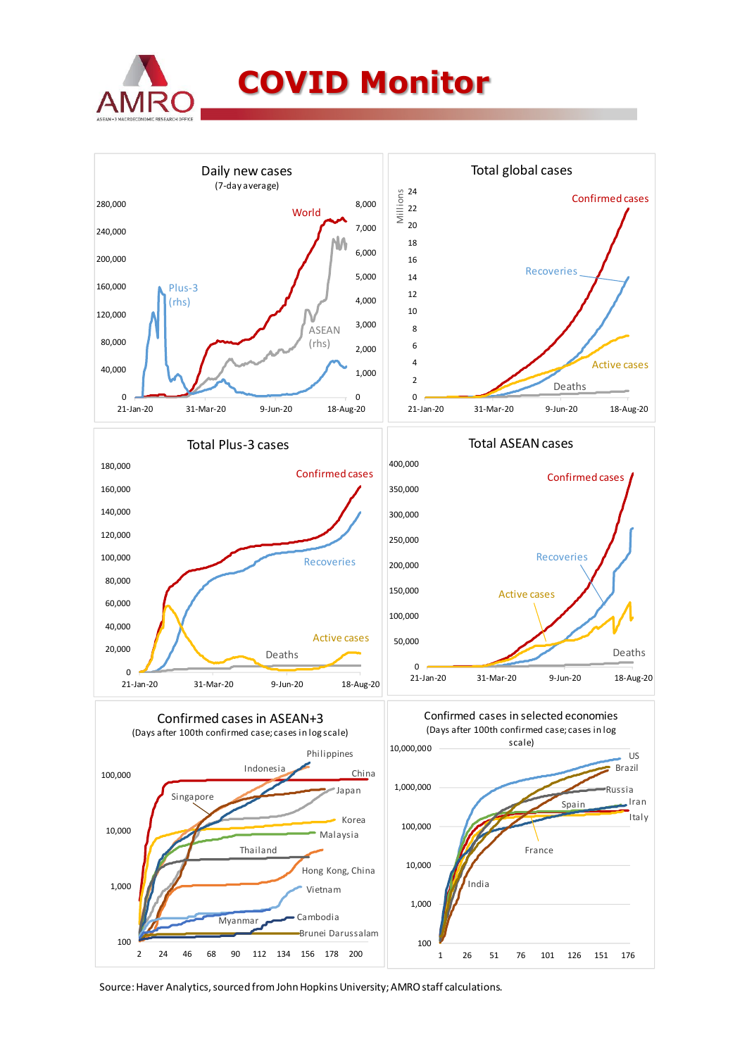# COVID Monitor

AMRO

ASEAN+3 MACROECONOMIC RESEARCH OFFICE

## Daily new cases

(7-day average)

280,000
240,000
200,000
160,000
120,000
80,000
40,000
0

8,000
7,000
6,000
5,000
4,000
3,000
2,000
1,000
0

World

Plus-3 (rhs)

ASEAN (rhs)

21-Jan-20 31-Mar-20 9-Jun-20 18-Aug-20

## Total global cases

Millions

24
22
20
18
16
14
12
10
8
6
4
2
0

Confirmed cases

Recoveries

Active cases

Deaths

21-Jan-20 31-Mar-20 9-Jun-20 18-Aug-20

## Total Plus-3 cases

180,000
160,000
140,000
120,000
100,000
80,000
60,000
40,000
20,000
0

Confirmed cases

Recoveries

Active cases

Deaths

21-Jan-20 31-Mar-20 9-Jun-20 18-Aug-20

## Total ASEAN cases

400,000
350,000
300,000
250,000
200,000
150,000
100,000
50,000
0

Confirmed cases

Recoveries

Active cases

Deaths

21-Jan-20 31-Mar-20 9-Jun-20 18-Aug-20

## Confirmed cases in ASEAN+3

(Days after 100th confirmed case; cases in log scale)

100,000
10,000
1,000
100

Philippines, Indonesia, China, Japan, Singapore, Korea, Malaysia, Thailand, Hong Kong, China, Vietnam, Myanmar, Cambodia, Brunei Darussalam

2 24 46 68 90 112 134 156 178 200

## Confirmed cases in selected economies

(Days after 100th confirmed case; cases in log scale)

10,000,000
1,000,000
100,000
10,000
1,000
100

US, Brazil, Russia, Spain, Iran, Italy, France, India

1 26 51 76 101 126 151 176

Source: Haver Analytics, sourced from John Hopkins University; AMRO staff calculations.